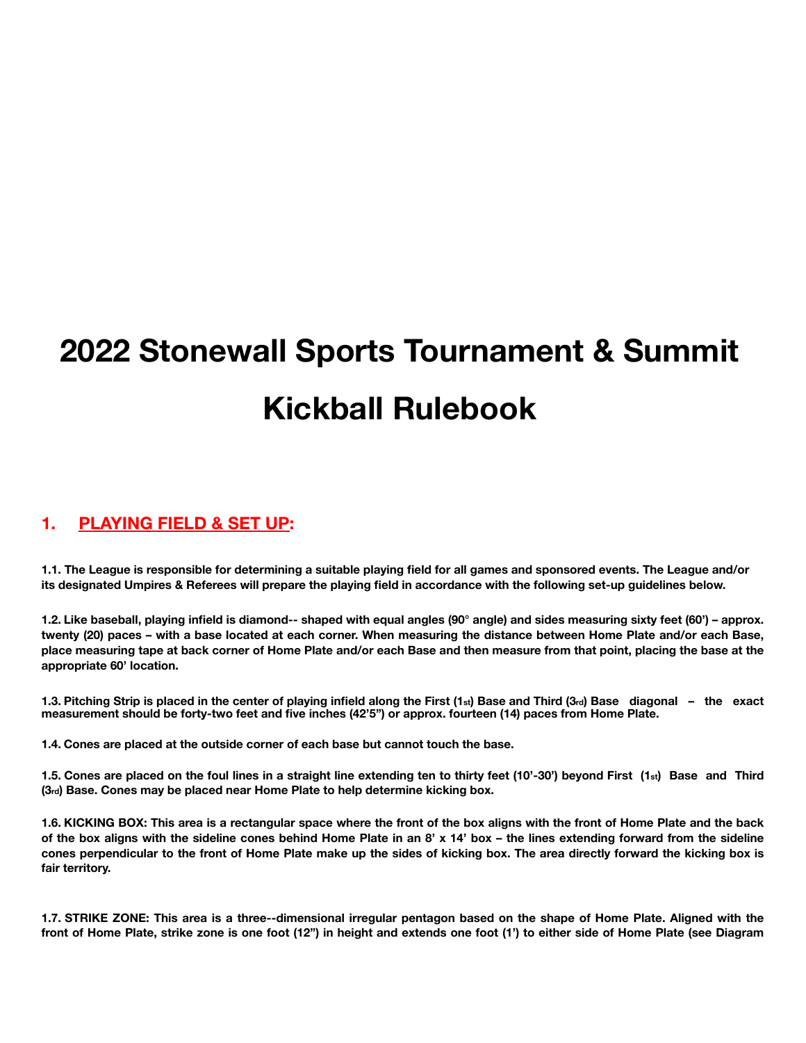# 2022 Stonewall Sports Tournament & Summit Kickball Rulebook

## 1. PLAYING FIELD & SET UP:

**1.1. The League is responsible for determining a suitable playing field for all games and sponsored events. The League and/or its designated Umpires & Referees will prepare the playing field in accordance with the following set-up guidelines below.**

**1.2. Like baseball, playing infield is diamond-- shaped with equal angles (90° angle) and sides measuring sixty feet (60') – approx. twenty (20) paces – with a base located at each corner. When measuring the distance between Home Plate and/or each Base, place measuring tape at back corner of Home Plate and/or each Base and then measure from that point, placing the base at the appropriate 60' location.**

**1.3. Pitching Strip is placed in the center of playing infield along the First (1st) Base and Third (3rd) Base diagonal – the exact measurement should be forty-two feet and five inches (42'5") or approx. fourteen (14) paces from Home Plate.**

**1.4. Cones are placed at the outside corner of each base but cannot touch the base.**

**1.5. Cones are placed on the foul lines in a straight line extending ten to thirty feet (10'-30') beyond First (1st) Base and Third (3rd) Base. Cones may be placed near Home Plate to help determine kicking box.**

**1.6. KICKING BOX: This area is a rectangular space where the front of the box aligns with the front of Home Plate and the back of the box aligns with the sideline cones behind Home Plate in an 8' x 14' box – the lines extending forward from the sideline cones perpendicular to the front of Home Plate make up the sides of kicking box. The area directly forward the kicking box is fair territory.**

**1.7. STRIKE ZONE: This area is a three--dimensional irregular pentagon based on the shape of Home Plate. Aligned with the front of Home Plate, strike zone is one foot (12") in height and extends one foot (1') to either side of Home Plate (see Diagram**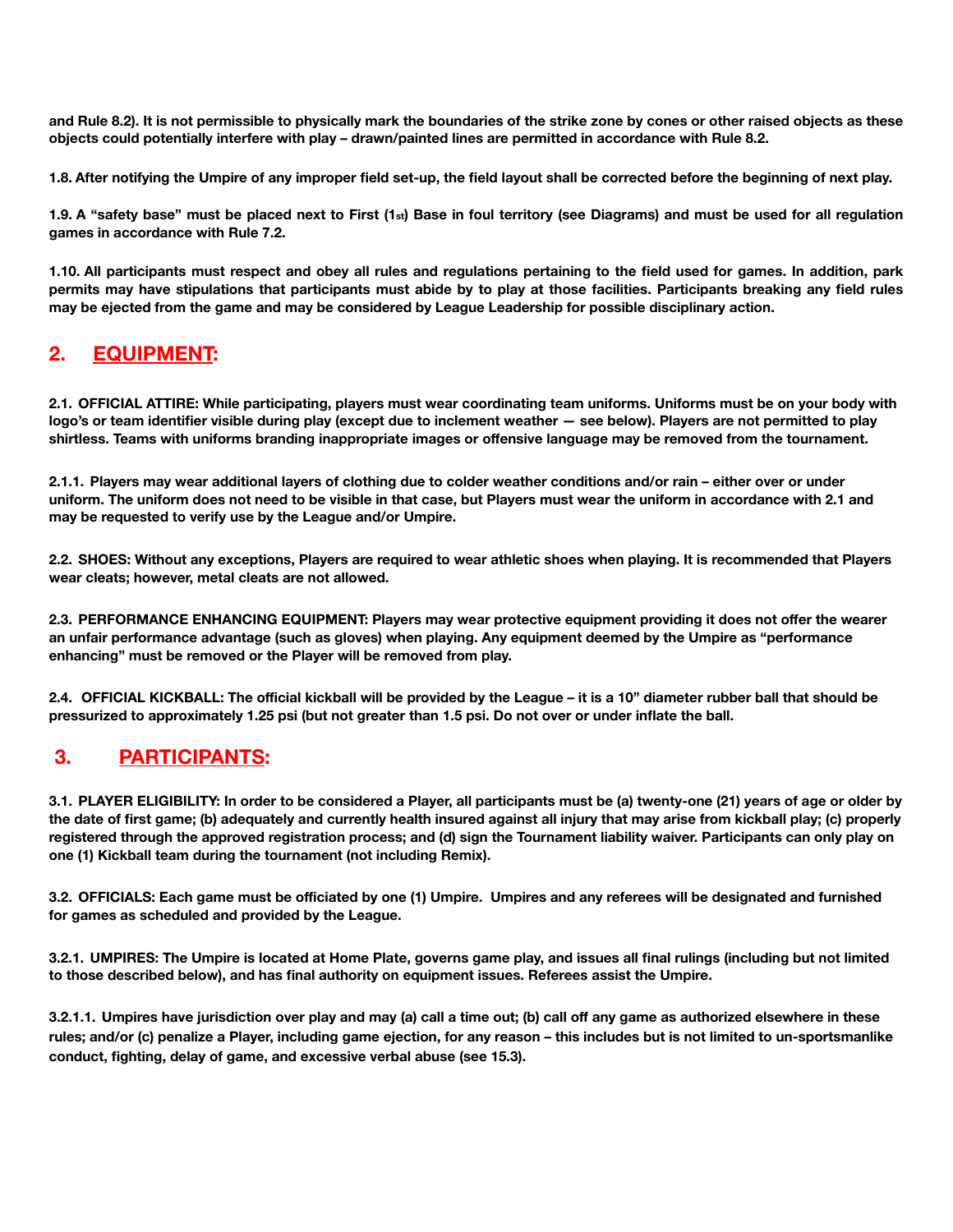**and Rule 8.2). It is not permissible to physically mark the boundaries of the strike zone by cones or other raised objects as these objects could potentially interfere with play – drawn/painted lines are permitted in accordance with Rule 8.2.**

**1.8. After notifying the Umpire of any improper field set-up, the field layout shall be corrected before the beginning of next play.**

**1.9. A "safety base" must be placed next to First (1st) Base in foul territory (see Diagrams) and must be used for all regulation games in accordance with Rule 7.2.**

**1.10. All participants must respect and obey all rules and regulations pertaining to the field used for games. In addition, park permits may have stipulations that participants must abide by to play at those facilities. Participants breaking any field rules may be ejected from the game and may be considered by League Leadership for possible disciplinary action.**

## 2. <u>EQUIPMENT</u>:

**2.1. OFFICIAL ATTIRE: While participating, players must wear coordinating team uniforms. Uniforms must be on your body with logo's or team identifier visible during play (except due to inclement weather — see below). Players are not permitted to play shirtless. Teams with uniforms branding inappropriate images or offensive language may be removed from the tournament.**

**2.1.1. Players may wear additional layers of clothing due to colder weather conditions and/or rain – either over or under uniform. The uniform does not need to be visible in that case, but Players must wear the uniform in accordance with 2.1 and may be requested to verify use by the League and/or Umpire.**

**2.2. SHOES: Without any exceptions, Players are required to wear athletic shoes when playing. It is recommended that Players wear cleats; however, metal cleats are not allowed.**

**2.3. PERFORMANCE ENHANCING EQUIPMENT: Players may wear protective equipment providing it does not offer the wearer an unfair performance advantage (such as gloves) when playing. Any equipment deemed by the Umpire as "performance enhancing" must be removed or the Player will be removed from play.**

**2.4. OFFICIAL KICKBALL: The official kickball will be provided by the League – it is a 10" diameter rubber ball that should be pressurized to approximately 1.25 psi (but not greater than 1.5 psi. Do not over or under inflate the ball.**

## 3. <u>PARTICIPANTS</u>:

**3.1. PLAYER ELIGIBILITY: In order to be considered a Player, all participants must be (a) twenty-one (21) years of age or older by the date of first game; (b) adequately and currently health insured against all injury that may arise from kickball play; (c) properly registered through the approved registration process; and (d) sign the Tournament liability waiver. Participants can only play on one (1) Kickball team during the tournament (not including Remix).**

**3.2. OFFICIALS: Each game must be officiated by one (1) Umpire. Umpires and any referees will be designated and furnished for games as scheduled and provided by the League.**

**3.2.1. UMPIRES: The Umpire is located at Home Plate, governs game play, and issues all final rulings (including but not limited to those described below), and has final authority on equipment issues. Referees assist the Umpire.**

**3.2.1.1. Umpires have jurisdiction over play and may (a) call a time out; (b) call off any game as authorized elsewhere in these rules; and/or (c) penalize a Player, including game ejection, for any reason – this includes but is not limited to un-sportsmanlike conduct, fighting, delay of game, and excessive verbal abuse (see 15.3).**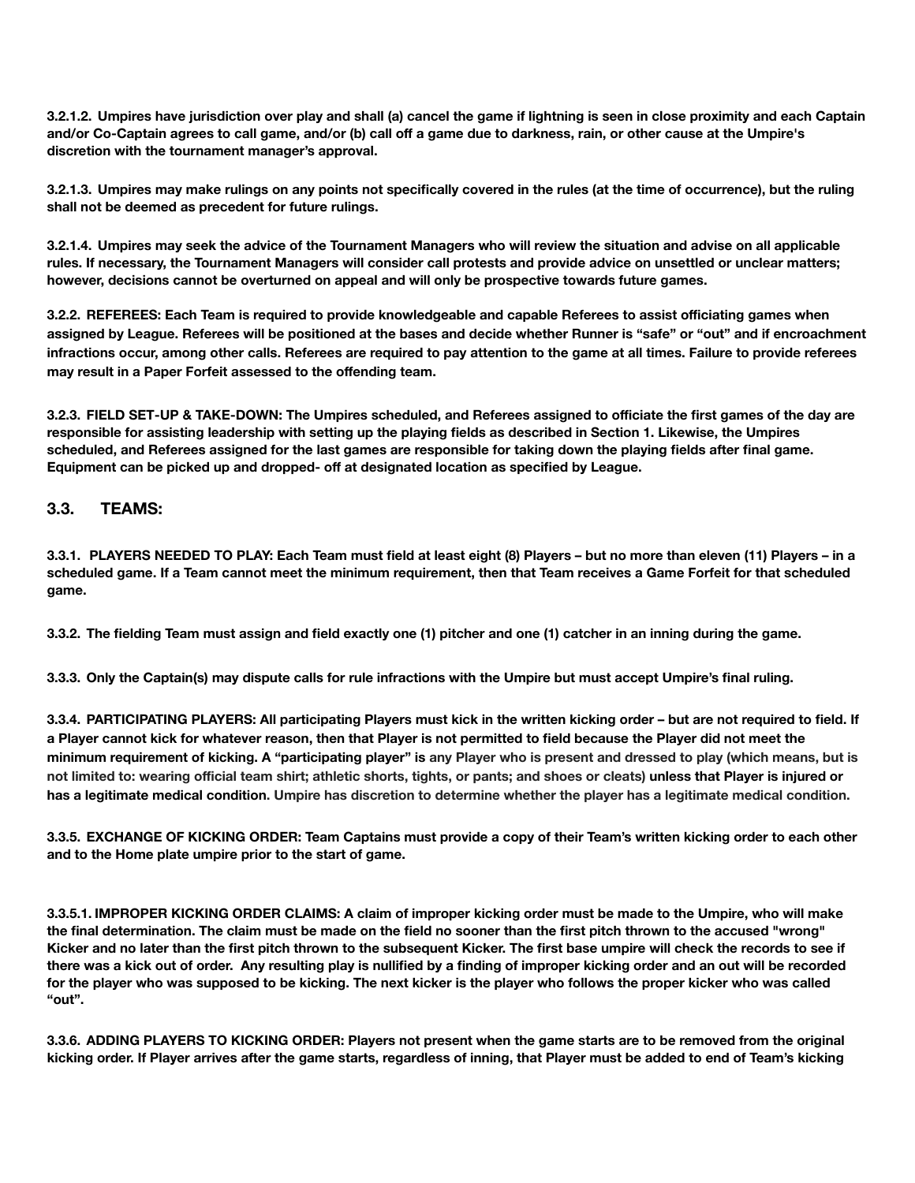**3.2.1.2. Umpires have jurisdiction over play and shall (a) cancel the game if lightning is seen in close proximity and each Captain and/or Co-Captain agrees to call game, and/or (b) call off a game due to darkness, rain, or other cause at the Umpire's discretion with the tournament manager's approval.**

**3.2.1.3. Umpires may make rulings on any points not specifically covered in the rules (at the time of occurrence), but the ruling shall not be deemed as precedent for future rulings.**

**3.2.1.4. Umpires may seek the advice of the Tournament Managers who will review the situation and advise on all applicable rules. If necessary, the Tournament Managers will consider call protests and provide advice on unsettled or unclear matters; however, decisions cannot be overturned on appeal and will only be prospective towards future games.**

**3.2.2. REFEREES: Each Team is required to provide knowledgeable and capable Referees to assist officiating games when assigned by League. Referees will be positioned at the bases and decide whether Runner is "safe" or "out" and if encroachment infractions occur, among other calls. Referees are required to pay attention to the game at all times. Failure to provide referees may result in a Paper Forfeit assessed to the offending team.**

**3.2.3. FIELD SET-UP & TAKE-DOWN: The Umpires scheduled, and Referees assigned to officiate the first games of the day are responsible for assisting leadership with setting up the playing fields as described in Section 1. Likewise, the Umpires scheduled, and Referees assigned for the last games are responsible for taking down the playing fields after final game. Equipment can be picked up and dropped- off at designated location as specified by League.**

## 3.3. TEAMS:

**3.3.1. PLAYERS NEEDED TO PLAY: Each Team must field at least eight (8) Players – but no more than eleven (11) Players – in a scheduled game. If a Team cannot meet the minimum requirement, then that Team receives a Game Forfeit for that scheduled game.**

**3.3.2. The fielding Team must assign and field exactly one (1) pitcher and one (1) catcher in an inning during the game.**

**3.3.3. Only the Captain(s) may dispute calls for rule infractions with the Umpire but must accept Umpire's final ruling.**

**3.3.4. PARTICIPATING PLAYERS: All participating Players must kick in the written kicking order – but are not required to field. If a Player cannot kick for whatever reason, then that Player is not permitted to field because the Player did not meet the minimum requirement of kicking. A "participating player" is any Player who is present and dressed to play (which means, but is not limited to: wearing official team shirt; athletic shorts, tights, or pants; and shoes or cleats) unless that Player is injured or has a legitimate medical condition. Umpire has discretion to determine whether the player has a legitimate medical condition.**

**3.3.5. EXCHANGE OF KICKING ORDER: Team Captains must provide a copy of their Team's written kicking order to each other and to the Home plate umpire prior to the start of game.**

**3.3.5.1. IMPROPER KICKING ORDER CLAIMS: A claim of improper kicking order must be made to the Umpire, who will make the final determination. The claim must be made on the field no sooner than the first pitch thrown to the accused "wrong" Kicker and no later than the first pitch thrown to the subsequent Kicker. The first base umpire will check the records to see if there was a kick out of order. Any resulting play is nullified by a finding of improper kicking order and an out will be recorded for the player who was supposed to be kicking. The next kicker is the player who follows the proper kicker who was called "out".**

**3.3.6. ADDING PLAYERS TO KICKING ORDER: Players not present when the game starts are to be removed from the original kicking order. If Player arrives after the game starts, regardless of inning, that Player must be added to end of Team's kicking**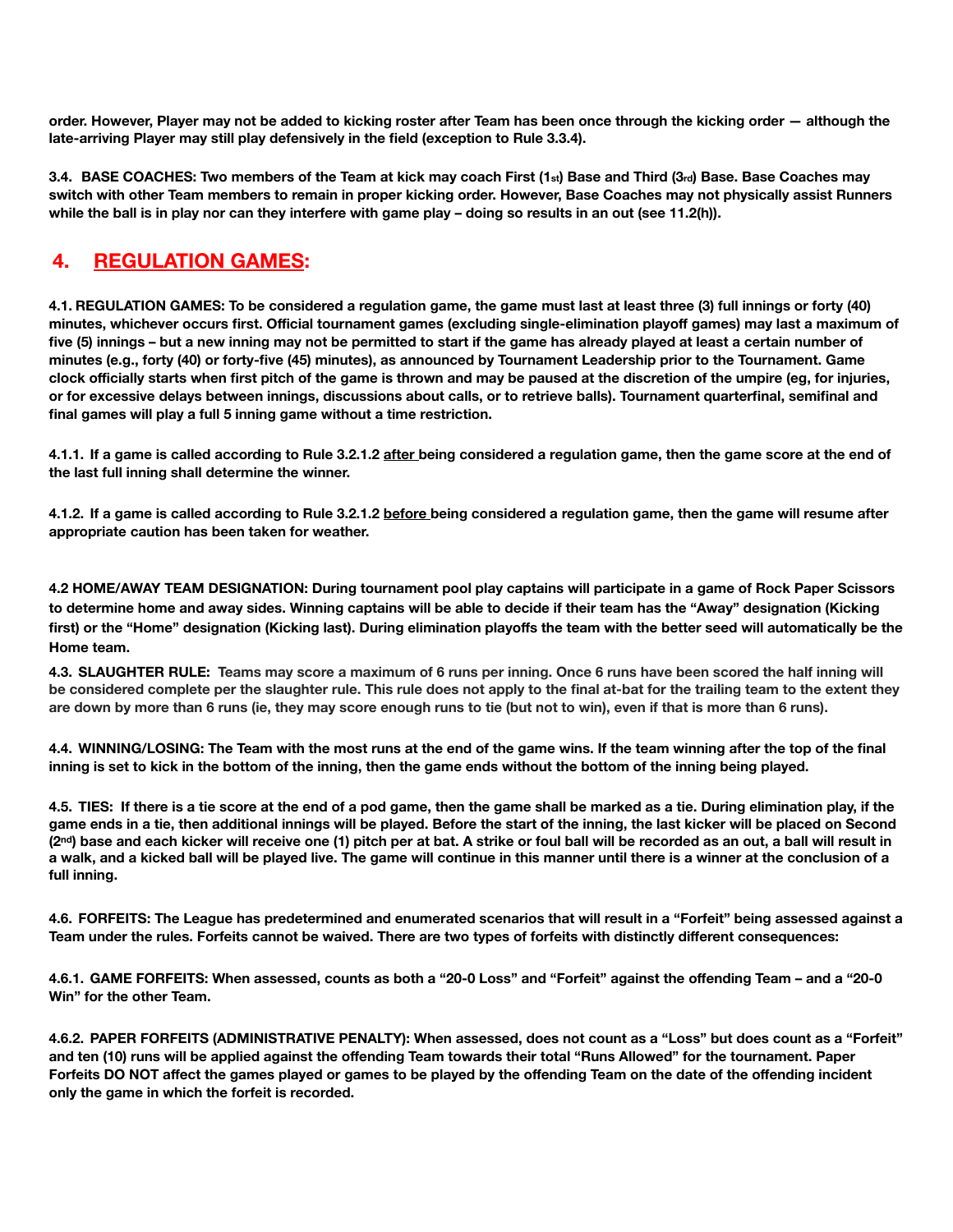**order. However, Player may not be added to kicking roster after Team has been once through the kicking order — although the late-arriving Player may still play defensively in the field (exception to Rule 3.3.4).**

**3.4. BASE COACHES: Two members of the Team at kick may coach First (1st) Base and Third (3rd) Base. Base Coaches may switch with other Team members to remain in proper kicking order. However, Base Coaches may not physically assist Runners while the ball is in play nor can they interfere with game play – doing so results in an out (see 11.2(h)).**

## 4. REGULATION GAMES:

**4.1. REGULATION GAMES: To be considered a regulation game, the game must last at least three (3) full innings or forty (40) minutes, whichever occurs first. Official tournament games (excluding single-elimination playoff games) may last a maximum of five (5) innings – but a new inning may not be permitted to start if the game has already played at least a certain number of minutes (e.g., forty (40) or forty-five (45) minutes), as announced by Tournament Leadership prior to the Tournament. Game clock officially starts when first pitch of the game is thrown and may be paused at the discretion of the umpire (eg, for injuries, or for excessive delays between innings, discussions about calls, or to retrieve balls). Tournament quarterfinal, semifinal and final games will play a full 5 inning game without a time restriction.**

**4.1.1. If a game is called according to Rule 3.2.1.2 after being considered a regulation game, then the game score at the end of the last full inning shall determine the winner.**

**4.1.2. If a game is called according to Rule 3.2.1.2 before being considered a regulation game, then the game will resume after appropriate caution has been taken for weather.**

**4.2 HOME/AWAY TEAM DESIGNATION: During tournament pool play captains will participate in a game of Rock Paper Scissors to determine home and away sides. Winning captains will be able to decide if their team has the "Away" designation (Kicking first) or the "Home" designation (Kicking last). During elimination playoffs the team with the better seed will automatically be the Home team.**

**4.3. SLAUGHTER RULE: Teams may score a maximum of 6 runs per inning. Once 6 runs have been scored the half inning will be considered complete per the slaughter rule. This rule does not apply to the final at-bat for the trailing team to the extent they are down by more than 6 runs (ie, they may score enough runs to tie (but not to win), even if that is more than 6 runs).**

**4.4. WINNING/LOSING: The Team with the most runs at the end of the game wins. If the team winning after the top of the final inning is set to kick in the bottom of the inning, then the game ends without the bottom of the inning being played.**

**4.5. TIES: If there is a tie score at the end of a pod game, then the game shall be marked as a tie. During elimination play, if the game ends in a tie, then additional innings will be played. Before the start of the inning, the last kicker will be placed on Second (2nd) base and each kicker will receive one (1) pitch per at bat. A strike or foul ball will be recorded as an out, a ball will result in a walk, and a kicked ball will be played live. The game will continue in this manner until there is a winner at the conclusion of a full inning.**

**4.6. FORFEITS: The League has predetermined and enumerated scenarios that will result in a "Forfeit" being assessed against a Team under the rules. Forfeits cannot be waived. There are two types of forfeits with distinctly different consequences:**

**4.6.1. GAME FORFEITS: When assessed, counts as both a "20-0 Loss" and "Forfeit" against the offending Team – and a "20-0 Win" for the other Team.**

**4.6.2. PAPER FORFEITS (ADMINISTRATIVE PENALTY): When assessed, does not count as a "Loss" but does count as a "Forfeit" and ten (10) runs will be applied against the offending Team towards their total "Runs Allowed" for the tournament. Paper Forfeits DO NOT affect the games played or games to be played by the offending Team on the date of the offending incident only the game in which the forfeit is recorded.**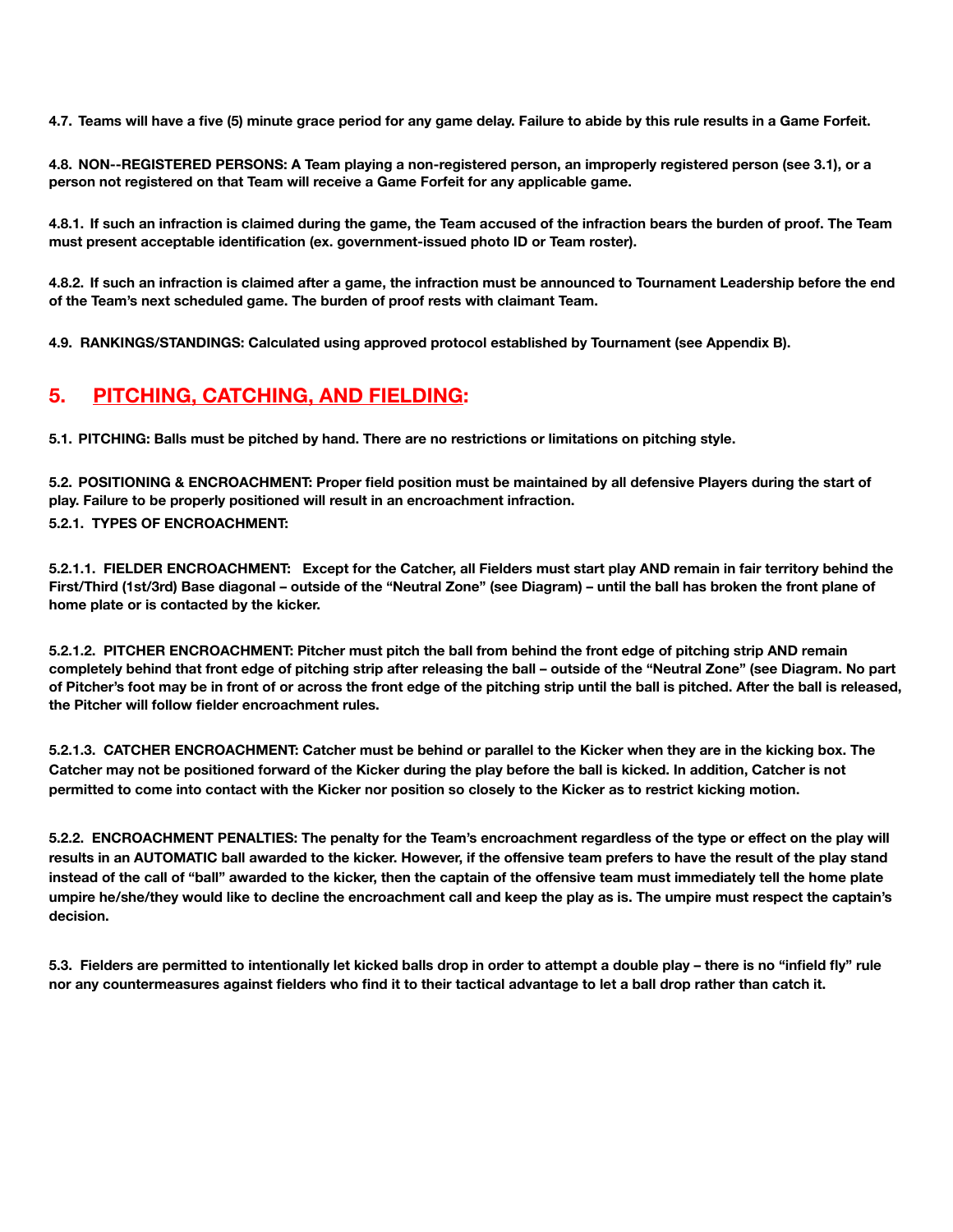**4.7. Teams will have a five (5) minute grace period for any game delay. Failure to abide by this rule results in a Game Forfeit.**

**4.8. NON--REGISTERED PERSONS: A Team playing a non-registered person, an improperly registered person (see 3.1), or a person not registered on that Team will receive a Game Forfeit for any applicable game.**

**4.8.1. If such an infraction is claimed during the game, the Team accused of the infraction bears the burden of proof. The Team must present acceptable identification (ex. government-issued photo ID or Team roster).**

**4.8.2. If such an infraction is claimed after a game, the infraction must be announced to Tournament Leadership before the end of the Team's next scheduled game. The burden of proof rests with claimant Team.**

**4.9. RANKINGS/STANDINGS: Calculated using approved protocol established by Tournament (see Appendix B).**

## 5. PITCHING, CATCHING, AND FIELDING:

**5.1. PITCHING: Balls must be pitched by hand. There are no restrictions or limitations on pitching style.**

**5.2. POSITIONING & ENCROACHMENT: Proper field position must be maintained by all defensive Players during the start of play. Failure to be properly positioned will result in an encroachment infraction.**

**5.2.1. TYPES OF ENCROACHMENT:**

**5.2.1.1. FIELDER ENCROACHMENT: Except for the Catcher, all Fielders must start play AND remain in fair territory behind the First/Third (1st/3rd) Base diagonal – outside of the "Neutral Zone" (see Diagram) – until the ball has broken the front plane of home plate or is contacted by the kicker.**

**5.2.1.2. PITCHER ENCROACHMENT: Pitcher must pitch the ball from behind the front edge of pitching strip AND remain completely behind that front edge of pitching strip after releasing the ball – outside of the "Neutral Zone" (see Diagram. No part of Pitcher's foot may be in front of or across the front edge of the pitching strip until the ball is pitched. After the ball is released, the Pitcher will follow fielder encroachment rules.**

**5.2.1.3. CATCHER ENCROACHMENT: Catcher must be behind or parallel to the Kicker when they are in the kicking box. The Catcher may not be positioned forward of the Kicker during the play before the ball is kicked. In addition, Catcher is not permitted to come into contact with the Kicker nor position so closely to the Kicker as to restrict kicking motion.**

**5.2.2. ENCROACHMENT PENALTIES: The penalty for the Team's encroachment regardless of the type or effect on the play will results in an AUTOMATIC ball awarded to the kicker. However, if the offensive team prefers to have the result of the play stand instead of the call of "ball" awarded to the kicker, then the captain of the offensive team must immediately tell the home plate umpire he/she/they would like to decline the encroachment call and keep the play as is. The umpire must respect the captain's decision.**

**5.3. Fielders are permitted to intentionally let kicked balls drop in order to attempt a double play – there is no "infield fly" rule nor any countermeasures against fielders who find it to their tactical advantage to let a ball drop rather than catch it.**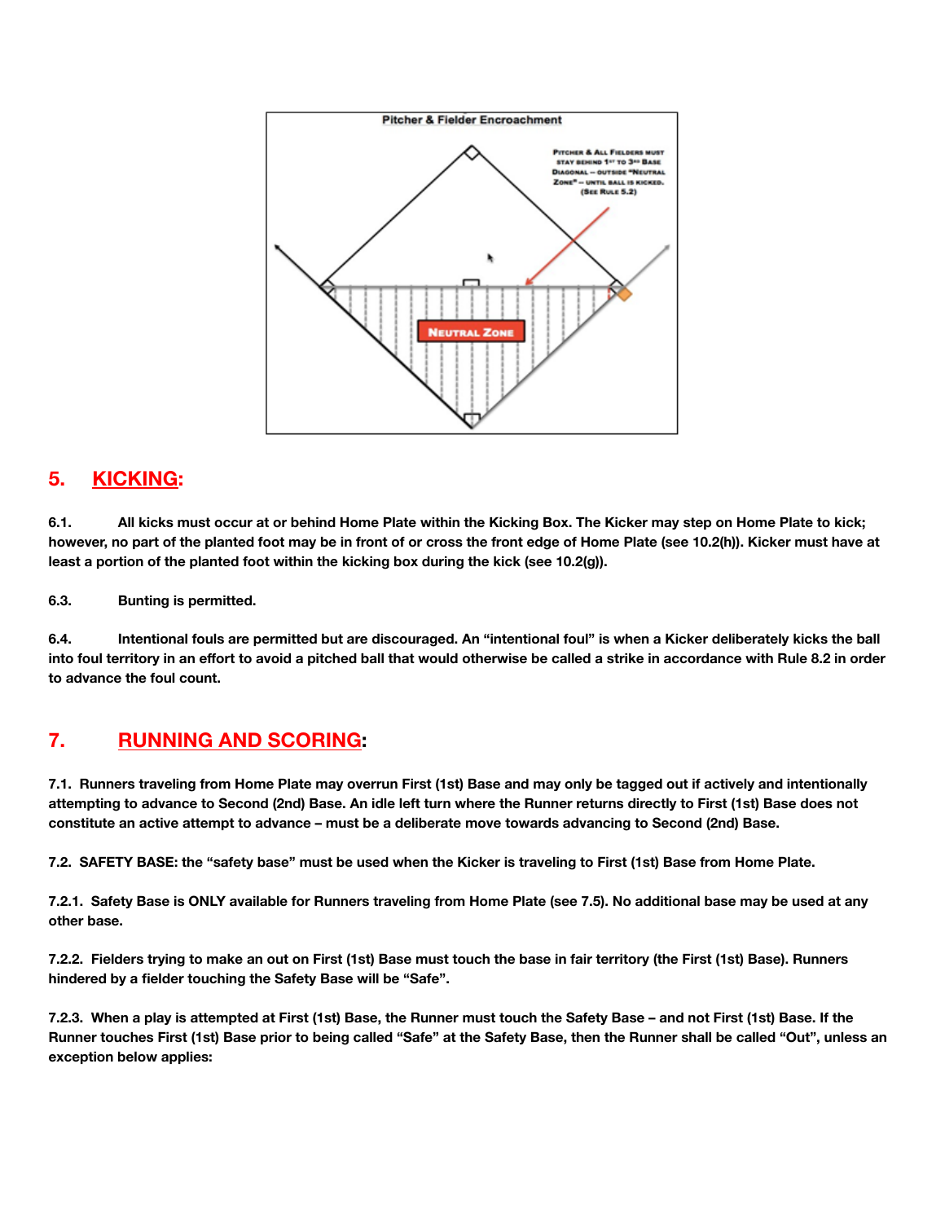## 5. KICKING:

**6.1. All kicks must occur at or behind Home Plate within the Kicking Box. The Kicker may step on Home Plate to kick; however, no part of the planted foot may be in front of or cross the front edge of Home Plate (see 10.2(h)). Kicker must have at least a portion of the planted foot within the kicking box during the kick (see 10.2(g)).**

**6.3. Bunting is permitted.**

**6.4. Intentional fouls are permitted but are discouraged. An "intentional foul" is when a Kicker deliberately kicks the ball into foul territory in an effort to avoid a pitched ball that would otherwise be called a strike in accordance with Rule 8.2 in order to advance the foul count.**

## 7. RUNNING AND SCORING:

**7.1. Runners traveling from Home Plate may overrun First (1st) Base and may only be tagged out if actively and intentionally attempting to advance to Second (2nd) Base. An idle left turn where the Runner returns directly to First (1st) Base does not constitute an active attempt to advance – must be a deliberate move towards advancing to Second (2nd) Base.**

**7.2. SAFETY BASE: the "safety base" must be used when the Kicker is traveling to First (1st) Base from Home Plate.**

**7.2.1. Safety Base is ONLY available for Runners traveling from Home Plate (see 7.5). No additional base may be used at any other base.**

**7.2.2. Fielders trying to make an out on First (1st) Base must touch the base in fair territory (the First (1st) Base). Runners hindered by a fielder touching the Safety Base will be "Safe".**

**7.2.3. When a play is attempted at First (1st) Base, the Runner must touch the Safety Base – and not First (1st) Base. If the Runner touches First (1st) Base prior to being called "Safe" at the Safety Base, then the Runner shall be called "Out", unless an exception below applies:**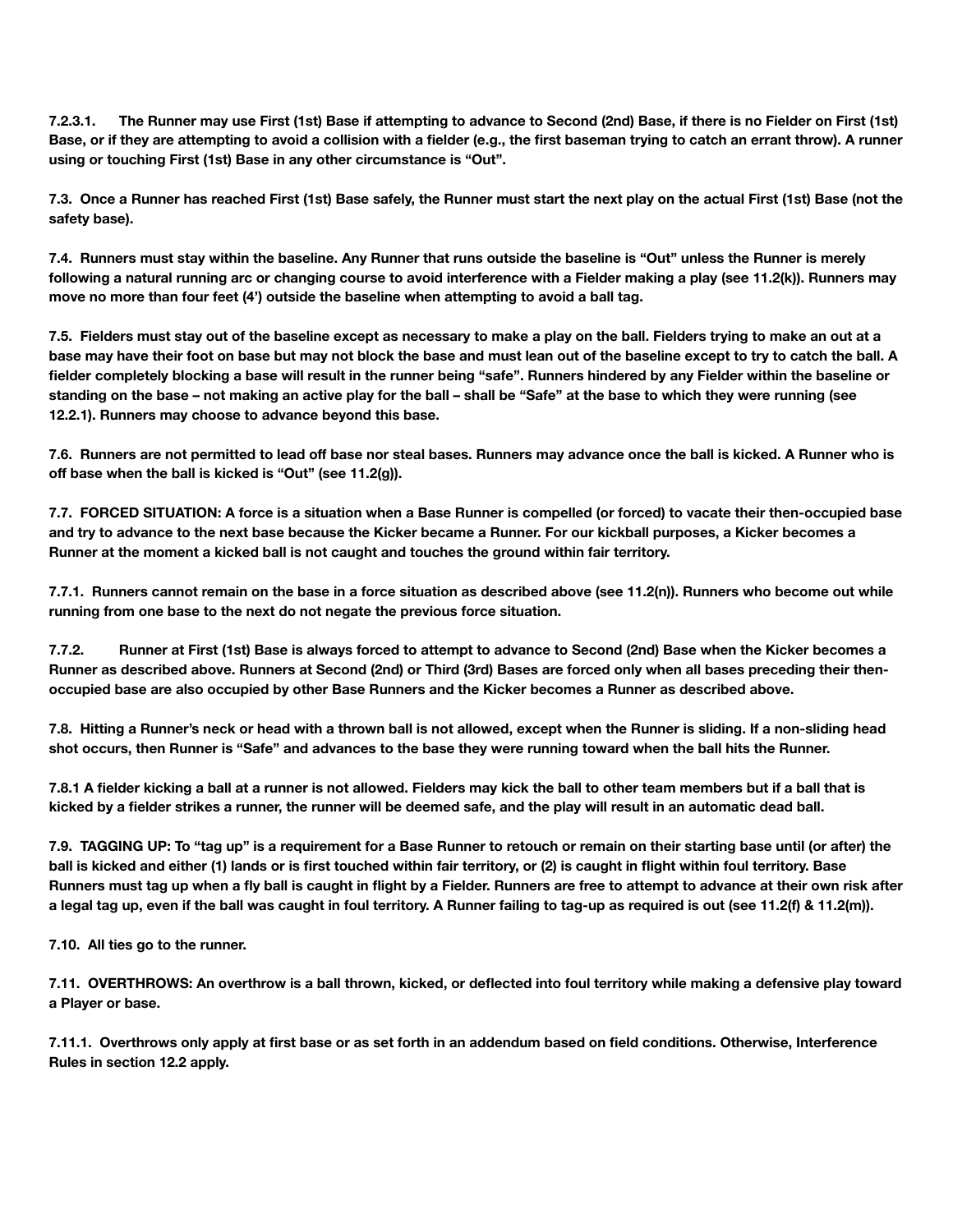**7.2.3.1. The Runner may use First (1st) Base if attempting to advance to Second (2nd) Base, if there is no Fielder on First (1st) Base, or if they are attempting to avoid a collision with a fielder (e.g., the first baseman trying to catch an errant throw). A runner using or touching First (1st) Base in any other circumstance is "Out".**

**7.3. Once a Runner has reached First (1st) Base safely, the Runner must start the next play on the actual First (1st) Base (not the safety base).**

**7.4. Runners must stay within the baseline. Any Runner that runs outside the baseline is "Out" unless the Runner is merely following a natural running arc or changing course to avoid interference with a Fielder making a play (see 11.2(k)). Runners may move no more than four feet (4') outside the baseline when attempting to avoid a ball tag.**

**7.5. Fielders must stay out of the baseline except as necessary to make a play on the ball. Fielders trying to make an out at a base may have their foot on base but may not block the base and must lean out of the baseline except to try to catch the ball. A fielder completely blocking a base will result in the runner being "safe". Runners hindered by any Fielder within the baseline or standing on the base – not making an active play for the ball – shall be "Safe" at the base to which they were running (see 12.2.1). Runners may choose to advance beyond this base.**

**7.6. Runners are not permitted to lead off base nor steal bases. Runners may advance once the ball is kicked. A Runner who is off base when the ball is kicked is "Out" (see 11.2(g)).**

**7.7. FORCED SITUATION: A force is a situation when a Base Runner is compelled (or forced) to vacate their then-occupied base and try to advance to the next base because the Kicker became a Runner. For our kickball purposes, a Kicker becomes a Runner at the moment a kicked ball is not caught and touches the ground within fair territory.**

**7.7.1. Runners cannot remain on the base in a force situation as described above (see 11.2(n)). Runners who become out while running from one base to the next do not negate the previous force situation.**

**7.7.2. Runner at First (1st) Base is always forced to attempt to advance to Second (2nd) Base when the Kicker becomes a Runner as described above. Runners at Second (2nd) or Third (3rd) Bases are forced only when all bases preceding their then-occupied base are also occupied by other Base Runners and the Kicker becomes a Runner as described above.**

**7.8. Hitting a Runner's neck or head with a thrown ball is not allowed, except when the Runner is sliding. If a non-sliding head shot occurs, then Runner is "Safe" and advances to the base they were running toward when the ball hits the Runner.**

**7.8.1 A fielder kicking a ball at a runner is not allowed. Fielders may kick the ball to other team members but if a ball that is kicked by a fielder strikes a runner, the runner will be deemed safe, and the play will result in an automatic dead ball.**

**7.9. TAGGING UP: To "tag up" is a requirement for a Base Runner to retouch or remain on their starting base until (or after) the ball is kicked and either (1) lands or is first touched within fair territory, or (2) is caught in flight within foul territory. Base Runners must tag up when a fly ball is caught in flight by a Fielder. Runners are free to attempt to advance at their own risk after a legal tag up, even if the ball was caught in foul territory. A Runner failing to tag-up as required is out (see 11.2(f) & 11.2(m)).**

**7.10. All ties go to the runner.**

**7.11. OVERTHROWS: An overthrow is a ball thrown, kicked, or deflected into foul territory while making a defensive play toward a Player or base.**

**7.11.1. Overthrows only apply at first base or as set forth in an addendum based on field conditions. Otherwise, Interference Rules in section 12.2 apply.**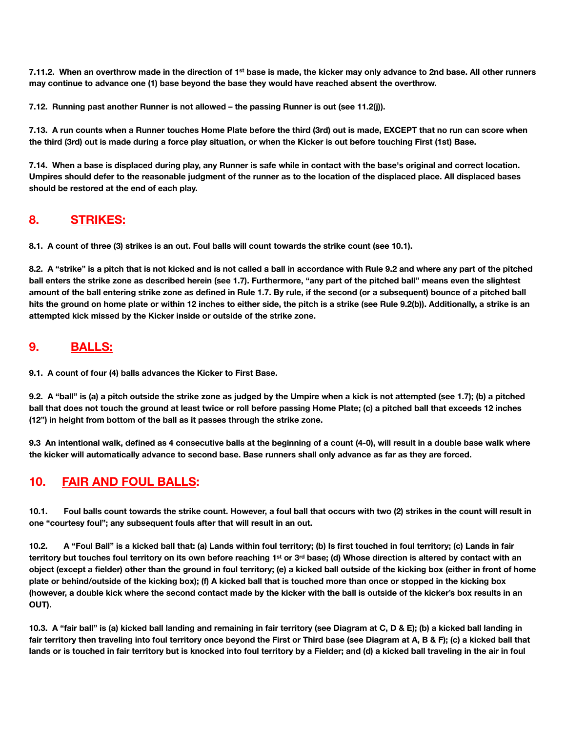**7.11.2. When an overthrow made in the direction of 1st base is made, the kicker may only advance to 2nd base. All other runners may continue to advance one (1) base beyond the base they would have reached absent the overthrow.**

**7.12. Running past another Runner is not allowed – the passing Runner is out (see 11.2(j)).**

**7.13. A run counts when a Runner touches Home Plate before the third (3rd) out is made, EXCEPT that no run can score when the third (3rd) out is made during a force play situation, or when the Kicker is out before touching First (1st) Base.**

**7.14. When a base is displaced during play, any Runner is safe while in contact with the base's original and correct location. Umpires should defer to the reasonable judgment of the runner as to the location of the displaced place. All displaced bases should be restored at the end of each play.**

## 8. STRIKES:

**8.1. A count of three (3) strikes is an out. Foul balls will count towards the strike count (see 10.1).**

**8.2. A "strike" is a pitch that is not kicked and is not called a ball in accordance with Rule 9.2 and where any part of the pitched ball enters the strike zone as described herein (see 1.7). Furthermore, "any part of the pitched ball" means even the slightest amount of the ball entering strike zone as defined in Rule 1.7. By rule, if the second (or a subsequent) bounce of a pitched ball hits the ground on home plate or within 12 inches to either side, the pitch is a strike (see Rule 9.2(b)). Additionally, a strike is an attempted kick missed by the Kicker inside or outside of the strike zone.**

## 9. BALLS:

**9.1. A count of four (4) balls advances the Kicker to First Base.**

**9.2. A "ball" is (a) a pitch outside the strike zone as judged by the Umpire when a kick is not attempted (see 1.7); (b) a pitched ball that does not touch the ground at least twice or roll before passing Home Plate; (c) a pitched ball that exceeds 12 inches (12") in height from bottom of the ball as it passes through the strike zone.**

**9.3 An intentional walk, defined as 4 consecutive balls at the beginning of a count (4-0), will result in a double base walk where the kicker will automatically advance to second base. Base runners shall only advance as far as they are forced.**

## 10. FAIR AND FOUL BALLS:

**10.1. Foul balls count towards the strike count. However, a foul ball that occurs with two (2) strikes in the count will result in one "courtesy foul"; any subsequent fouls after that will result in an out.**

**10.2. A "Foul Ball" is a kicked ball that: (a) Lands within foul territory; (b) Is first touched in foul territory; (c) Lands in fair territory but touches foul territory on its own before reaching 1st or 3rd base; (d) Whose direction is altered by contact with an object (except a fielder) other than the ground in foul territory; (e) a kicked ball outside of the kicking box (either in front of home plate or behind/outside of the kicking box); (f) A kicked ball that is touched more than once or stopped in the kicking box (however, a double kick where the second contact made by the kicker with the ball is outside of the kicker's box results in an OUT).**

**10.3. A "fair ball" is (a) kicked ball landing and remaining in fair territory (see Diagram at C, D & E); (b) a kicked ball landing in fair territory then traveling into foul territory once beyond the First or Third base (see Diagram at A, B & F); (c) a kicked ball that lands or is touched in fair territory but is knocked into foul territory by a Fielder; and (d) a kicked ball traveling in the air in foul**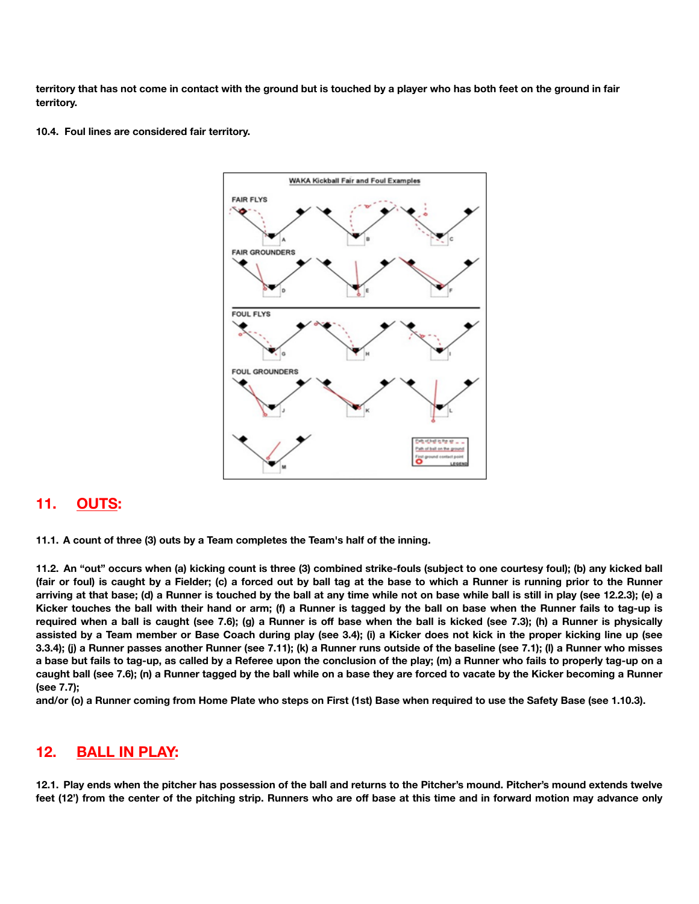**territory that has not come in contact with the ground but is touched by a player who has both feet on the ground in fair territory.**

**10.4. Foul lines are considered fair territory.**

## 11. OUTS:

**11.1. A count of three (3) outs by a Team completes the Team's half of the inning.**

**11.2. An "out" occurs when (a) kicking count is three (3) combined strike-fouls (subject to one courtesy foul); (b) any kicked ball (fair or foul) is caught by a Fielder; (c) a forced out by ball tag at the base to which a Runner is running prior to the Runner arriving at that base; (d) a Runner is touched by the ball at any time while not on base while ball is still in play (see 12.2.3); (e) a Kicker touches the ball with their hand or arm; (f) a Runner is tagged by the ball on base when the Runner fails to tag-up is required when a ball is caught (see 7.6); (g) a Runner is off base when the ball is kicked (see 7.3); (h) a Runner is physically assisted by a Team member or Base Coach during play (see 3.4); (i) a Kicker does not kick in the proper kicking line up (see 3.3.4); (j) a Runner passes another Runner (see 7.11); (k) a Runner runs outside of the baseline (see 7.1); (l) a Runner who misses a base but fails to tag-up, as called by a Referee upon the conclusion of the play; (m) a Runner who fails to properly tag-up on a caught ball (see 7.6); (n) a Runner tagged by the ball while on a base they are forced to vacate by the Kicker becoming a Runner (see 7.7);**
**and/or (o) a Runner coming from Home Plate who steps on First (1st) Base when required to use the Safety Base (see 1.10.3).**

## 12. BALL IN PLAY:

**12.1. Play ends when the pitcher has possession of the ball and returns to the Pitcher's mound. Pitcher's mound extends twelve feet (12') from the center of the pitching strip. Runners who are off base at this time and in forward motion may advance only**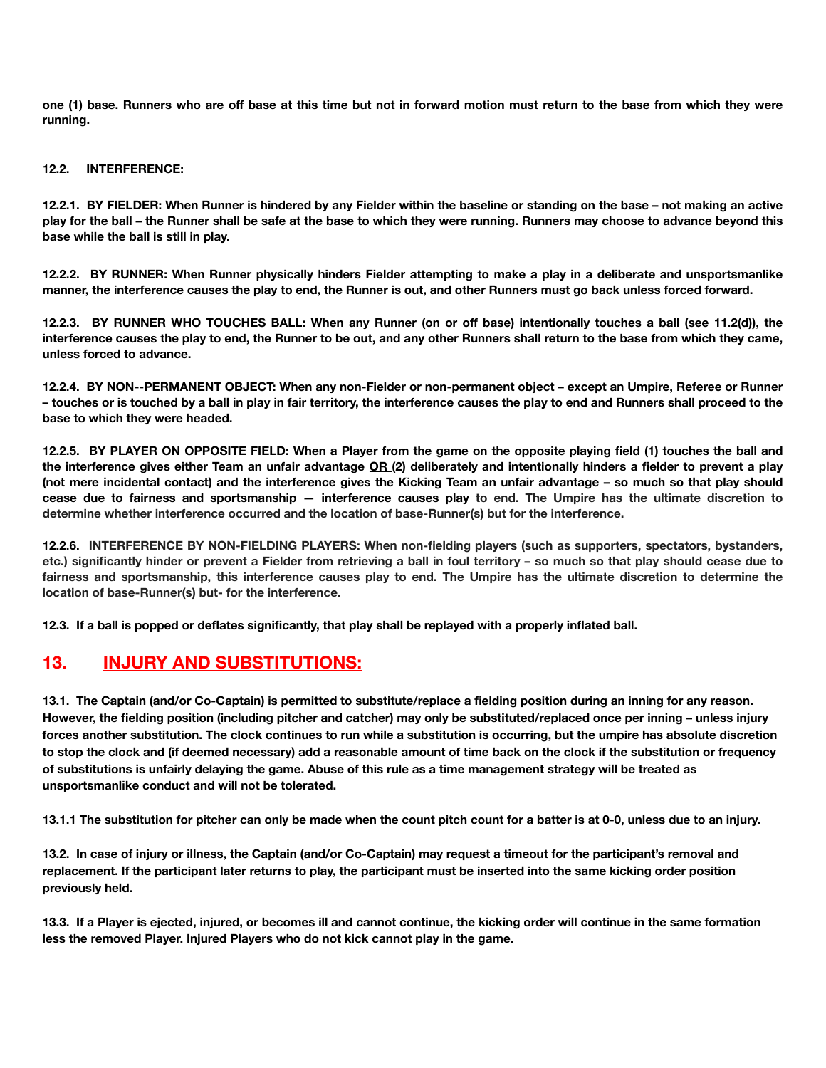**one (1) base. Runners who are off base at this time but not in forward motion must return to the base from which they were running.**

**12.2. INTERFERENCE:**

**12.2.1. BY FIELDER: When Runner is hindered by any Fielder within the baseline or standing on the base – not making an active play for the ball – the Runner shall be safe at the base to which they were running. Runners may choose to advance beyond this base while the ball is still in play.**

**12.2.2. BY RUNNER: When Runner physically hinders Fielder attempting to make a play in a deliberate and unsportsmanlike manner, the interference causes the play to end, the Runner is out, and other Runners must go back unless forced forward.**

**12.2.3. BY RUNNER WHO TOUCHES BALL: When any Runner (on or off base) intentionally touches a ball (see 11.2(d)), the interference causes the play to end, the Runner to be out, and any other Runners shall return to the base from which they came, unless forced to advance.**

**12.2.4. BY NON--PERMANENT OBJECT: When any non-Fielder or non-permanent object – except an Umpire, Referee or Runner – touches or is touched by a ball in play in fair territory, the interference causes the play to end and Runners shall proceed to the base to which they were headed.**

**12.2.5. BY PLAYER ON OPPOSITE FIELD: When a Player from the game on the opposite playing field (1) touches the ball and the interference gives either Team an unfair advantage <u>OR</u> (2) deliberately and intentionally hinders a fielder to prevent a play (not mere incidental contact) and the interference gives the Kicking Team an unfair advantage – so much so that play should cease due to fairness and sportsmanship — interference causes play to end. The Umpire has the ultimate discretion to determine whether interference occurred and the location of base-Runner(s) but for the interference.**

**12.2.6. INTERFERENCE BY NON-FIELDING PLAYERS: When non-fielding players (such as supporters, spectators, bystanders, etc.) significantly hinder or prevent a Fielder from retrieving a ball in foul territory – so much so that play should cease due to fairness and sportsmanship, this interference causes play to end. The Umpire has the ultimate discretion to determine the location of base-Runner(s) but- for the interference.**

**12.3. If a ball is popped or deflates significantly, that play shall be replayed with a properly inflated ball.**

## 13. <u>INJURY AND SUBSTITUTIONS:</u>

**13.1. The Captain (and/or Co-Captain) is permitted to substitute/replace a fielding position during an inning for any reason. However, the fielding position (including pitcher and catcher) may only be substituted/replaced once per inning – unless injury forces another substitution. The clock continues to run while a substitution is occurring, but the umpire has absolute discretion to stop the clock and (if deemed necessary) add a reasonable amount of time back on the clock if the substitution or frequency of substitutions is unfairly delaying the game. Abuse of this rule as a time management strategy will be treated as unsportsmanlike conduct and will not be tolerated.**

**13.1.1 The substitution for pitcher can only be made when the count pitch count for a batter is at 0-0, unless due to an injury.**

**13.2. In case of injury or illness, the Captain (and/or Co-Captain) may request a timeout for the participant's removal and replacement. If the participant later returns to play, the participant must be inserted into the same kicking order position previously held.**

**13.3. If a Player is ejected, injured, or becomes ill and cannot continue, the kicking order will continue in the same formation less the removed Player. Injured Players who do not kick cannot play in the game.**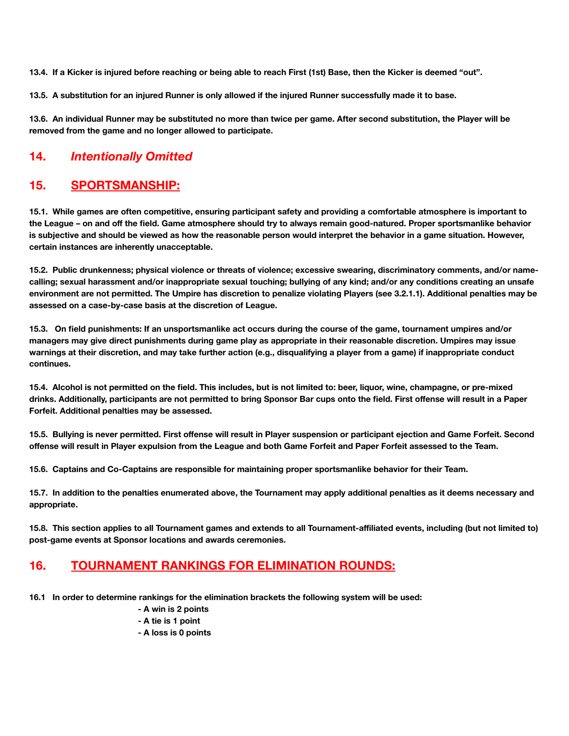**13.4. If a Kicker is injured before reaching or being able to reach First (1st) Base, then the Kicker is deemed "out".**

**13.5. A substitution for an injured Runner is only allowed if the injured Runner successfully made it to base.**

**13.6. An individual Runner may be substituted no more than twice per game. After second substitution, the Player will be removed from the game and no longer allowed to participate.**

## 14. *Intentionally Omitted*

## 15. SPORTSMANSHIP:

**15.1. While games are often competitive, ensuring participant safety and providing a comfortable atmosphere is important to the League – on and off the field. Game atmosphere should try to always remain good-natured. Proper sportsmanlike behavior is subjective and should be viewed as how the reasonable person would interpret the behavior in a game situation. However, certain instances are inherently unacceptable.**

**15.2. Public drunkenness; physical violence or threats of violence; excessive swearing, discriminatory comments, and/or name-calling; sexual harassment and/or inappropriate sexual touching; bullying of any kind; and/or any conditions creating an unsafe environment are not permitted. The Umpire has discretion to penalize violating Players (see 3.2.1.1). Additional penalties may be assessed on a case-by-case basis at the discretion of League.**

**15.3. On field punishments: If an unsportsmanlike act occurs during the course of the game, tournament umpires and/or managers may give direct punishments during game play as appropriate in their reasonable discretion. Umpires may issue warnings at their discretion, and may take further action (e.g., disqualifying a player from a game) if inappropriate conduct continues.**

**15.4. Alcohol is not permitted on the field. This includes, but is not limited to: beer, liquor, wine, champagne, or pre-mixed drinks. Additionally, participants are not permitted to bring Sponsor Bar cups onto the field. First offense will result in a Paper Forfeit. Additional penalties may be assessed.**

**15.5. Bullying is never permitted. First offense will result in Player suspension or participant ejection and Game Forfeit. Second offense will result in Player expulsion from the League and both Game Forfeit and Paper Forfeit assessed to the Team.**

**15.6. Captains and Co-Captains are responsible for maintaining proper sportsmanlike behavior for their Team.**

**15.7. In addition to the penalties enumerated above, the Tournament may apply additional penalties as it deems necessary and appropriate.**

**15.8. This section applies to all Tournament games and extends to all Tournament-affiliated events, including (but not limited to) post-game events at Sponsor locations and awards ceremonies.**

## 16. TOURNAMENT RANKINGS FOR ELIMINATION ROUNDS:

**16.1 In order to determine rankings for the elimination brackets the following system will be used:**

- **A win is 2 points**
- **A tie is 1 point**
- **A loss is 0 points**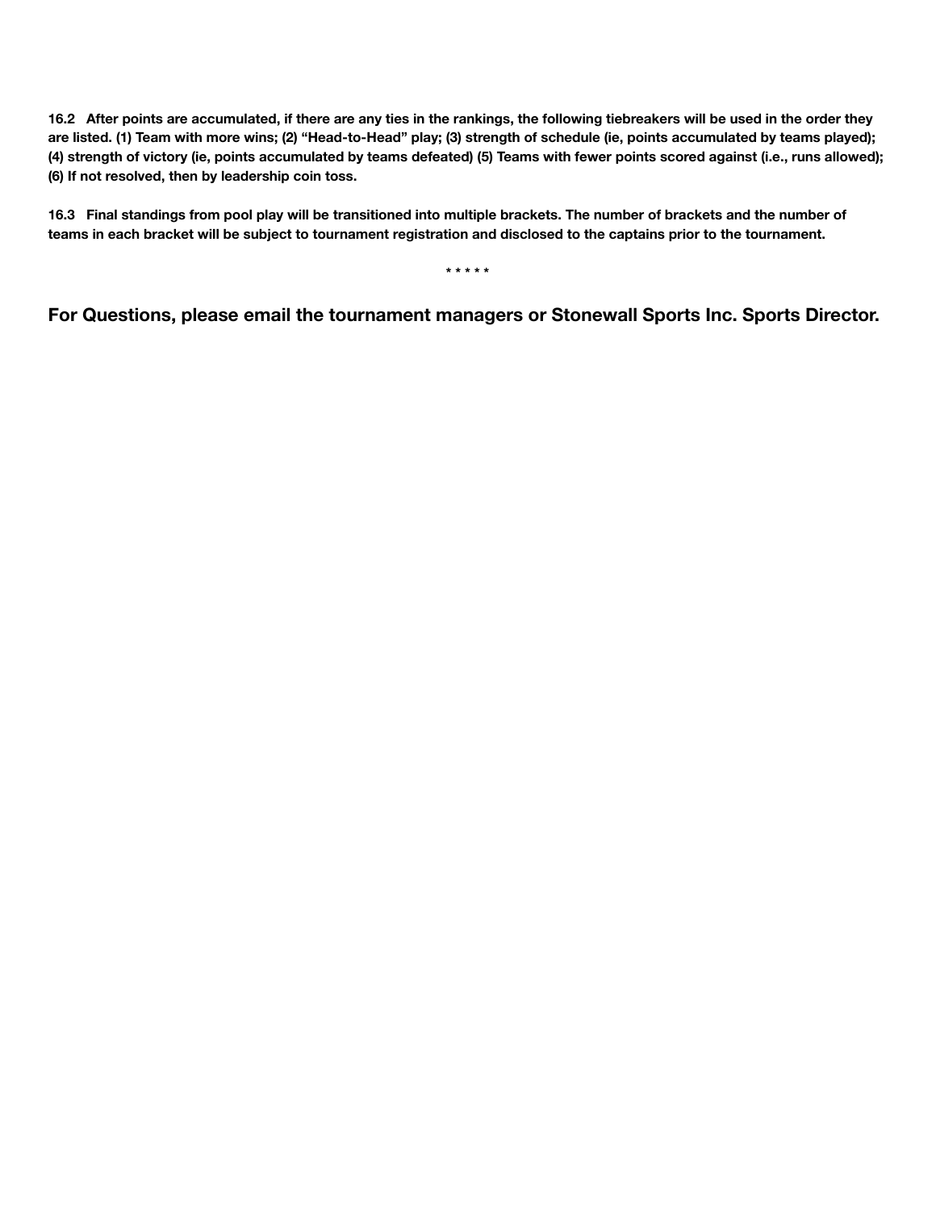**16.2 After points are accumulated, if there are any ties in the rankings, the following tiebreakers will be used in the order they are listed. (1) Team with more wins; (2) "Head-to-Head" play; (3) strength of schedule (ie, points accumulated by teams played); (4) strength of victory (ie, points accumulated by teams defeated) (5) Teams with fewer points scored against (i.e., runs allowed); (6) If not resolved, then by leadership coin toss.**

**16.3 Final standings from pool play will be transitioned into multiple brackets. The number of brackets and the number of teams in each bracket will be subject to tournament registration and disclosed to the captains prior to the tournament.**

* * * * *

**For Questions, please email the tournament managers or Stonewall Sports Inc. Sports Director.**